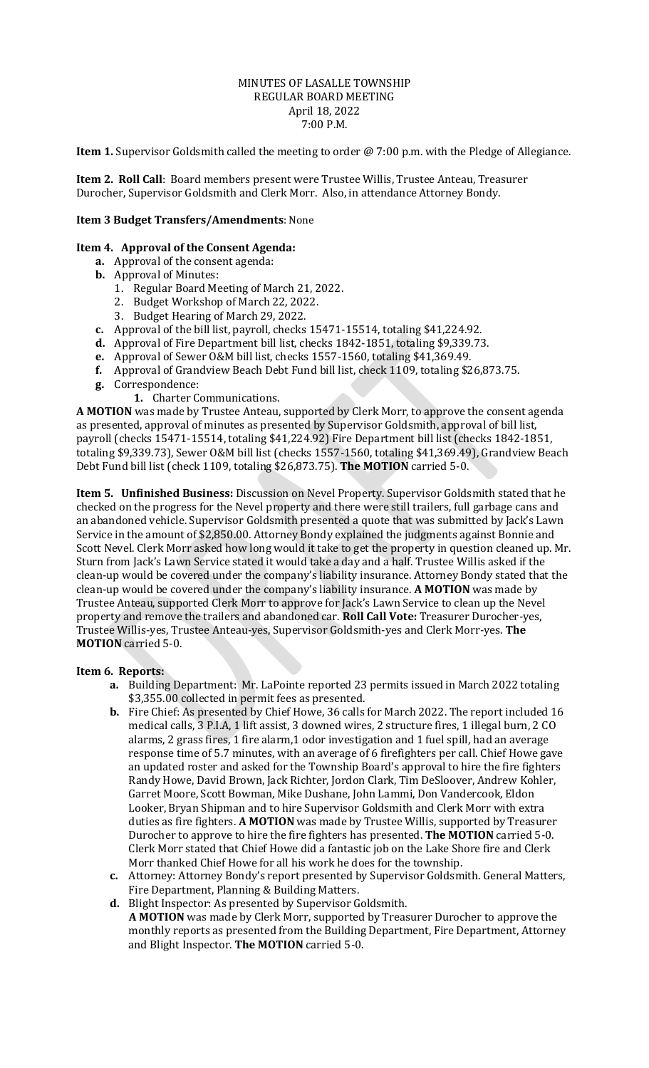MINUTES OF LASALLE TOWNSHIP
REGULAR BOARD MEETING
April 18, 2022
7:00 P.M.

**Item 1.** Supervisor Goldsmith called the meeting to order @ 7:00 p.m. with the Pledge of Allegiance.

**Item 2. Roll Call**: Board members present were Trustee Willis, Trustee Anteau, Treasurer Durocher, Supervisor Goldsmith and Clerk Morr. Also, in attendance Attorney Bondy.

**Item 3 Budget Transfers/Amendments**: None

**Item 4. Approval of the Consent Agenda:**

- **a.** Approval of the consent agenda:
- **b.** Approval of Minutes:
  1. Regular Board Meeting of March 21, 2022.
  2. Budget Workshop of March 22, 2022.
  3. Budget Hearing of March 29, 2022.
- **c.** Approval of the bill list, payroll, checks 15471-15514, totaling $41,224.92.
- **d.** Approval of Fire Department bill list, checks 1842-1851, totaling $9,339.73.
- **e.** Approval of Sewer O&M bill list, checks 1557-1560, totaling $41,369.49.
- **f.** Approval of Grandview Beach Debt Fund bill list, check 1109, totaling $26,873.75.
- **g.** Correspondence:
  1. Charter Communications.

**A MOTION** was made by Trustee Anteau, supported by Clerk Morr, to approve the consent agenda as presented, approval of minutes as presented by Supervisor Goldsmith, approval of bill list, payroll (checks 15471-15514, totaling $41,224.92) Fire Department bill list (checks 1842-1851, totaling $9,339.73), Sewer O&M bill list (checks 1557-1560, totaling $41,369.49), Grandview Beach Debt Fund bill list (check 1109, totaling $26,873.75). **The MOTION** carried 5-0.

**Item 5. Unfinished Business:** Discussion on Nevel Property. Supervisor Goldsmith stated that he checked on the progress for the Nevel property and there were still trailers, full garbage cans and an abandoned vehicle. Supervisor Goldsmith presented a quote that was submitted by Jack's Lawn Service in the amount of $2,850.00. Attorney Bondy explained the judgments against Bonnie and Scott Nevel. Clerk Morr asked how long would it take to get the property in question cleaned up. Mr. Sturn from Jack's Lawn Service stated it would take a day and a half. Trustee Willis asked if the clean-up would be covered under the company's liability insurance. Attorney Bondy stated that the clean-up would be covered under the company's liability insurance. **A MOTION** was made by Trustee Anteau, supported Clerk Morr to approve for Jack's Lawn Service to clean up the Nevel property and remove the trailers and abandoned car. **Roll Call Vote:** Treasurer Durocher-yes, Trustee Willis-yes, Trustee Anteau-yes, Supervisor Goldsmith-yes and Clerk Morr-yes. **The MOTION** carried 5-0.

**Item 6. Reports:**

- **a.** Building Department: Mr. LaPointe reported 23 permits issued in March 2022 totaling $3,355.00 collected in permit fees as presented.
- **b.** Fire Chief: As presented by Chief Howe, 36 calls for March 2022. The report included 16 medical calls, 3 P.I.A, 1 lift assist, 3 downed wires, 2 structure fires, 1 illegal burn, 2 CO alarms, 2 grass fires, 1 fire alarm,1 odor investigation and 1 fuel spill, had an average response time of 5.7 minutes, with an average of 6 firefighters per call. Chief Howe gave an updated roster and asked for the Township Board's approval to hire the fire fighters Randy Howe, David Brown, Jack Richter, Jordon Clark, Tim DeSloover, Andrew Kohler, Garret Moore, Scott Bowman, Mike Dushane, John Lammi, Don Vandercook, Eldon Looker, Bryan Shipman and to hire Supervisor Goldsmith and Clerk Morr with extra duties as fire fighters. **A MOTION** was made by Trustee Willis, supported by Treasurer Durocher to approve to hire the fire fighters has presented. **The MOTION** carried 5-0. Clerk Morr stated that Chief Howe did a fantastic job on the Lake Shore fire and Clerk Morr thanked Chief Howe for all his work he does for the township.
- **c.** Attorney: Attorney Bondy's report presented by Supervisor Goldsmith. General Matters, Fire Department, Planning & Building Matters.
- **d.** Blight Inspector: As presented by Supervisor Goldsmith.
  **A MOTION** was made by Clerk Morr, supported by Treasurer Durocher to approve the monthly reports as presented from the Building Department, Fire Department, Attorney and Blight Inspector. **The MOTION** carried 5-0.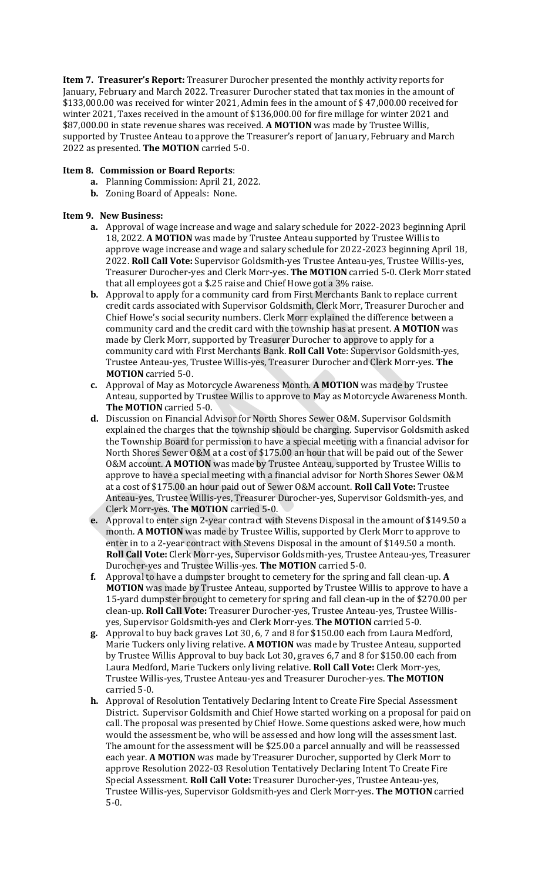**Item 7. Treasurer's Report:** Treasurer Durocher presented the monthly activity reports for January, February and March 2022. Treasurer Durocher stated that tax monies in the amount of $133,000.00 was received for winter 2021, Admin fees in the amount of $ 47,000.00 received for winter 2021, Taxes received in the amount of $136,000.00 for fire millage for winter 2021 and $87,000.00 in state revenue shares was received. **A MOTION** was made by Trustee Willis, supported by Trustee Anteau to approve the Treasurer's report of January, February and March 2022 as presented. **The MOTION** carried 5-0.

**Item 8. Commission or Board Reports**:

- **a.** Planning Commission: April 21, 2022.
- **b.** Zoning Board of Appeals: None.

**Item 9. New Business:**

- **a.** Approval of wage increase and wage and salary schedule for 2022-2023 beginning April 18, 2022. **A MOTION** was made by Trustee Anteau supported by Trustee Willis to approve wage increase and wage and salary schedule for 2022-2023 beginning April 18, 2022. **Roll Call Vote:** Supervisor Goldsmith-yes Trustee Anteau-yes, Trustee Willis-yes, Treasurer Durocher-yes and Clerk Morr-yes. **The MOTION** carried 5-0. Clerk Morr stated that all employees got a $.25 raise and Chief Howe got a 3% raise.
- **b.** Approval to apply for a community card from First Merchants Bank to replace current credit cards associated with Supervisor Goldsmith, Clerk Morr, Treasurer Durocher and Chief Howe's social security numbers. Clerk Morr explained the difference between a community card and the credit card with the township has at present. **A MOTION** was made by Clerk Morr, supported by Treasurer Durocher to approve to apply for a community card with First Merchants Bank. **Roll Call Vot**e: Supervisor Goldsmith-yes, Trustee Anteau-yes, Trustee Willis-yes, Treasurer Durocher and Clerk Morr-yes. **The MOTION** carried 5-0.
- **c.** Approval of May as Motorcycle Awareness Month. **A MOTION** was made by Trustee Anteau, supported by Trustee Willis to approve to May as Motorcycle Awareness Month. **The MOTION** carried 5-0.
- **d.** Discussion on Financial Advisor for North Shores Sewer O&M. Supervisor Goldsmith explained the charges that the township should be charging. Supervisor Goldsmith asked the Township Board for permission to have a special meeting with a financial advisor for North Shores Sewer O&M at a cost of $175.00 an hour that will be paid out of the Sewer O&M account. **A MOTION** was made by Trustee Anteau, supported by Trustee Willis to approve to have a special meeting with a financial advisor for North Shores Sewer O&M at a cost of $175.00 an hour paid out of Sewer O&M account. **Roll Call Vote:** Trustee Anteau-yes, Trustee Willis-yes, Treasurer Durocher-yes, Supervisor Goldsmith-yes, and Clerk Morr-yes. **The MOTION** carried 5-0.
- **e.** Approval to enter sign 2-year contract with Stevens Disposal in the amount of $149.50 a month. **A MOTION** was made by Trustee Willis, supported by Clerk Morr to approve to enter in to a 2-year contract with Stevens Disposal in the amount of $149.50 a month. **Roll Call Vote:** Clerk Morr-yes, Supervisor Goldsmith-yes, Trustee Anteau-yes, Treasurer Durocher-yes and Trustee Willis-yes. **The MOTION** carried 5-0.
- **f.** Approval to have a dumpster brought to cemetery for the spring and fall clean-up. **A MOTION** was made by Trustee Anteau, supported by Trustee Willis to approve to have a 15-yard dumpster brought to cemetery for spring and fall clean-up in the of $270.00 per clean-up. **Roll Call Vote:** Treasurer Durocher-yes, Trustee Anteau-yes, Trustee Willis-yes, Supervisor Goldsmith-yes and Clerk Morr-yes. **The MOTION** carried 5-0.
- **g.** Approval to buy back graves Lot 30, 6, 7 and 8 for $150.00 each from Laura Medford, Marie Tuckers only living relative. **A MOTION** was made by Trustee Anteau, supported by Trustee Willis Approval to buy back Lot 30, graves 6,7 and 8 for $150.00 each from Laura Medford, Marie Tuckers only living relative. **Roll Call Vote:** Clerk Morr-yes, Trustee Willis-yes, Trustee Anteau-yes and Treasurer Durocher-yes. **The MOTION** carried 5-0.
- **h.** Approval of Resolution Tentatively Declaring Intent to Create Fire Special Assessment District. Supervisor Goldsmith and Chief Howe started working on a proposal for paid on call. The proposal was presented by Chief Howe. Some questions asked were, how much would the assessment be, who will be assessed and how long will the assessment last. The amount for the assessment will be $25.00 a parcel annually and will be reassessed each year. **A MOTION** was made by Treasurer Durocher, supported by Clerk Morr to approve Resolution 2022-03 Resolution Tentatively Declaring Intent To Create Fire Special Assessment. **Roll Call Vote:** Treasurer Durocher-yes, Trustee Anteau-yes, Trustee Willis-yes, Supervisor Goldsmith-yes and Clerk Morr-yes. **The MOTION** carried 5-0.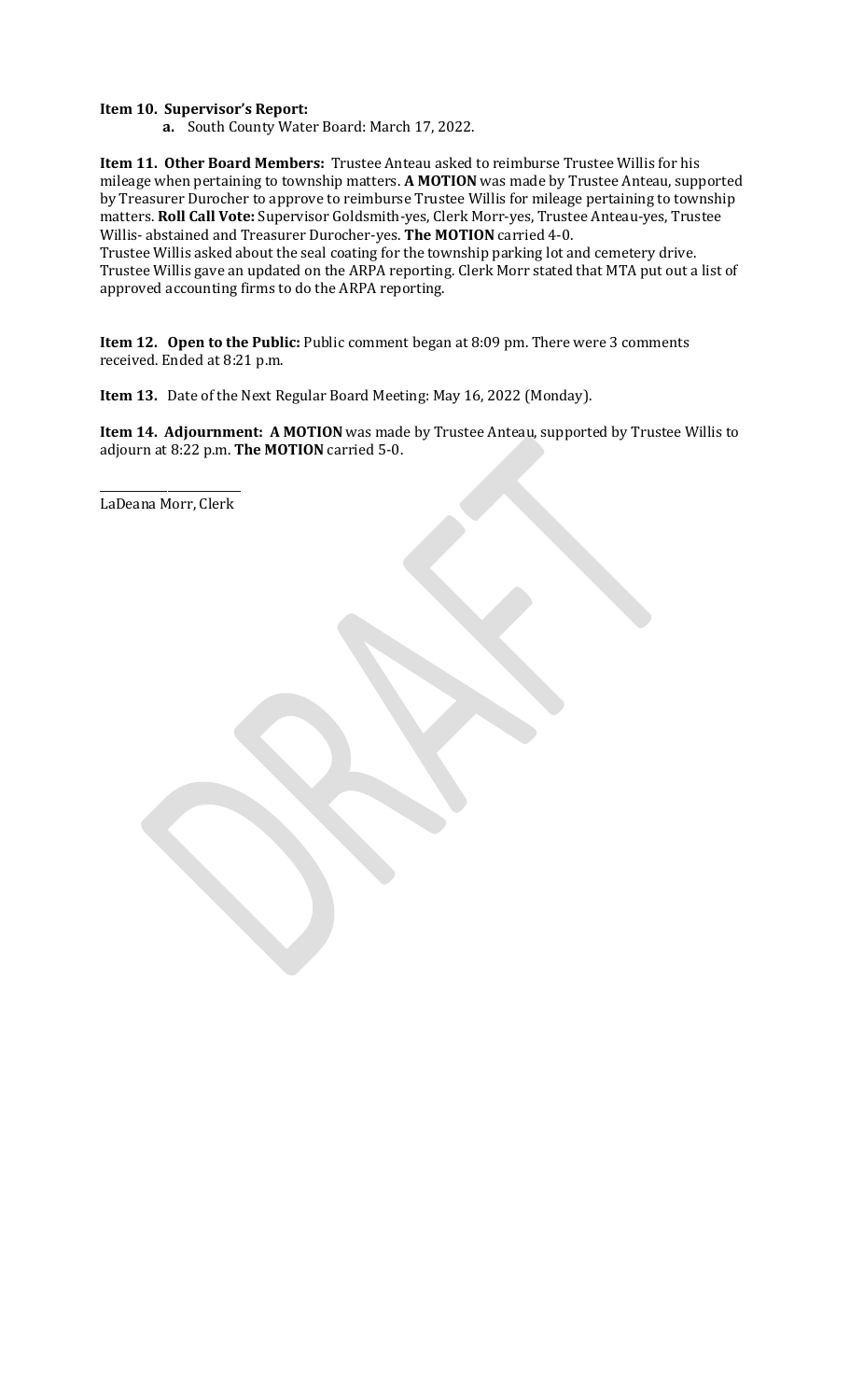**Item 10. Supervisor's Report:**

**a.** South County Water Board: March 17, 2022.

**Item 11. Other Board Members:** Trustee Anteau asked to reimburse Trustee Willis for his mileage when pertaining to township matters. **A MOTION** was made by Trustee Anteau, supported by Treasurer Durocher to approve to reimburse Trustee Willis for mileage pertaining to township matters. **Roll Call Vote:** Supervisor Goldsmith-yes, Clerk Morr-yes, Trustee Anteau-yes, Trustee Willis- abstained and Treasurer Durocher-yes. **The MOTION** carried 4-0.
Trustee Willis asked about the seal coating for the township parking lot and cemetery drive. Trustee Willis gave an updated on the ARPA reporting. Clerk Morr stated that MTA put out a list of approved accounting firms to do the ARPA reporting.

**Item 12. Open to the Public:** Public comment began at 8:09 pm. There were 3 comments received. Ended at 8:21 p.m.

**Item 13.** Date of the Next Regular Board Meeting: May 16, 2022 (Monday).

**Item 14. Adjournment: A MOTION** was made by Trustee Anteau, supported by Trustee Willis to adjourn at 8:22 p.m. **The MOTION** carried 5-0.

\_\_\_\_\_\_\_\_\_\_\_\_\_\_\_\_\_\_\_\_\_\_\_\_

LaDeana Morr, Clerk

DRAFT